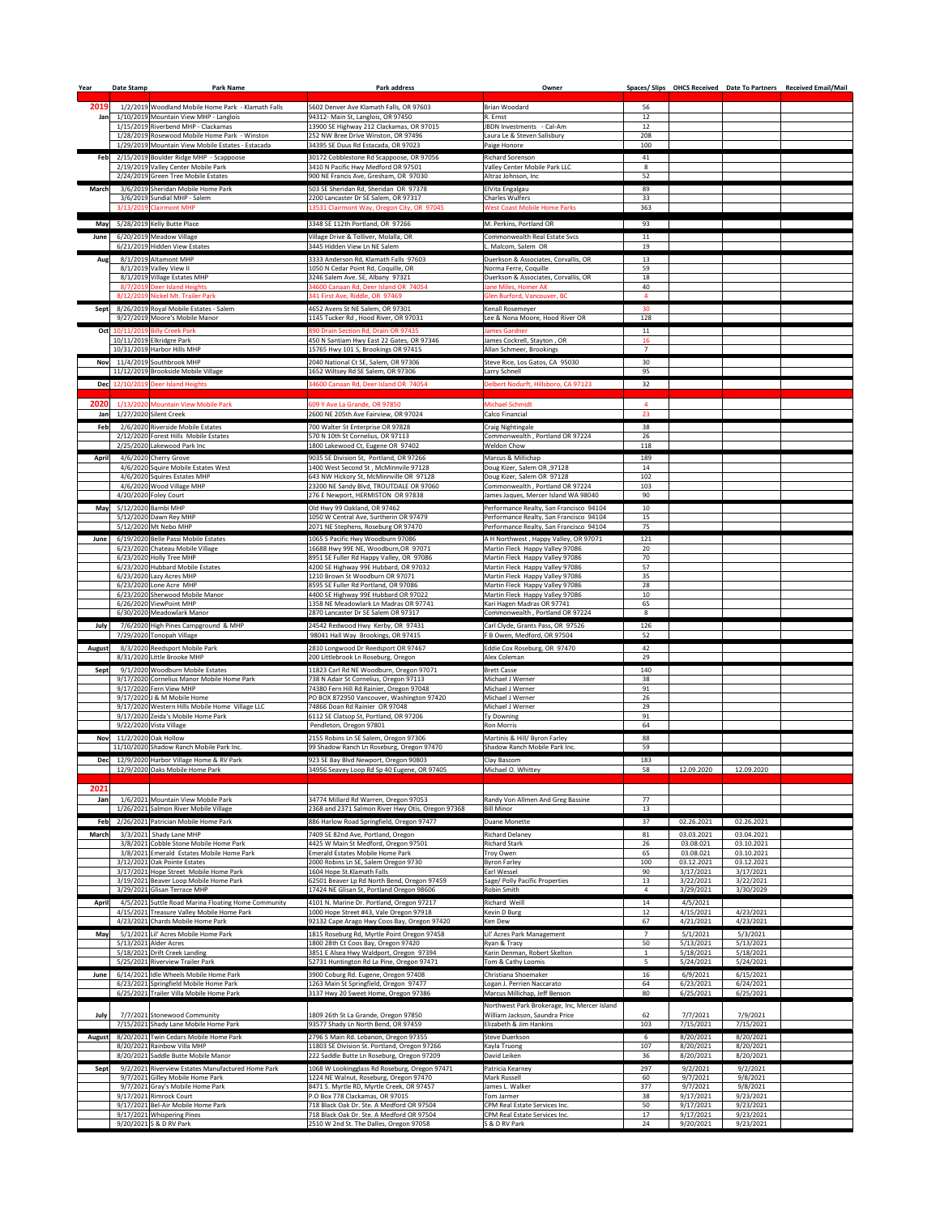| Year | Date Stamp | Park Name | Park address | Owner | Spaces/ Slips | OHCS Received | Date To Partners | Received Email/Mail |
|---|---|---|---|---|---|---|---|---|
| 2019 | 1/2/2019 | Woodland Mobile Home Park - Klamath Falls | 5602 Denver Ave Klamath Falls, OR 97603 | Brian Woodard | 56 | | | |
| Jan | 1/10/2019 | Mountain View MHP - Langlois | 94312- Main St, Langlois, OR 97450 | R. Ernst | 12 | | | |
| | 1/15/2019 | Riverbend MHP - Clackamas | 13900 SE Highway 212 Clackamas, OR 97015 | JBDN Investments - Cal-Am | 12 | | | |
| | 1/28/2019 | Rosewood Mobile Home Park - Winston | 252 NW Bree Drive Winston, OR 97496 | Laura Le & Steven Salisbury | 208 | | | |
| | 1/29/2019 | Mountain View Mobile Estates - Estacada | 34395 SE Duus Rd Estacada, OR 97023 | Paige Honore | 100 | | | |
| Feb | 2/15/2019 | Boulder Ridge MHP - Scappoose | 30172 Cobblestone Rd Scappoose, OR 97056 | Richard Sorenson | 41 | | | |
| | 2/19/2019 | Valley Center Mobile Park | 3410 N Pacific Hwy Medford OR 97501 | Valley Center Mobile Park LLC | 8 | | | |
| | 2/24/2019 | Green Tree Mobile Estates | 900 NE Francis Ave, Gresham, OR 97030 | Altraz Johnson, Inc | 52 | | | |
| March | 3/6/2019 | Sheridan Mobile Home Park | 503 SE Sheridan Rd, Sheridan OR 97378 | ElVita Engalgau | 89 | | | |
| | 3/6/2019 | Sundial MHP - Salem | 2200 Lancaster Dr SE Salem, OR 97317 | Charles Wulfers | 33 | | | |
| | 3/13/2019 | Clairmont MHP | 13531 Clairmont Way, Oregon City, OR 97045 | West Coast Mobile Home Parks | 363 | | | |
| May | 5/28/2019 | Kelly Butte Place | 3348 SE 112th Portland, OR 97266 | M. Perkins, Portland OR | 93 | | | |
| June | 6/20/2019 | Meadow Village | Village Drive & Tolliver, Molalla, OR | Commonwealth Real Estate Svcs | 11 | | | |
| | 6/21/2019 | Hidden View Estates | 3445 Hidden View Ln NE Salem | L. Malcom, Salem OR | 19 | | | |
| Aug | 8/1/2019 | Altamont MHP | 3333 Anderson Rd, Klamath Falls 97603 | Duerkson & Associates, Corvallis, OR | 13 | | | |
| | 8/1/2019 | Valley View II | 1050 N Cedar Point Rd, Coquille, OR | Norma Ferre, Coquille | 59 | | | |
| | 8/1/2019 | Village Estates MHP | 3246 Salem Ave. SE, Albany 97321 | Duerkson & Associates, Corvallis, OR | 18 | | | |
| | 8/7/2019 | Deer Island Heights | 34600 Canaan Rd, Deer Island OR 74054 | Jane Miles, Homer AK | 40 | | | |
| | 8/12/2019 | Nickel Mt. Trailer Park | 341 First Ave, Riddle, OR 97469 | Glen Burford, Vancouver, BC | 4 | | | |
| Sept | 8/26/2019 | Royal Mobile Estates - Salem | 4652 Avens St NE Salem, OR 97301 | Kenall Rosemeyer | 30 | | | |
| | 9/27/2019 | Moore's Mobile Manor | 1145 Tucker Rd , Hood River, OR 97031 | Lee & Nona Moore, Hood River OR | 128 | | | |
| Oct | 10/11/2019 | Billy Creek Park | 890 Drain Section Rd, Drain OR 97435 | James Gardner | 11 | | | |
| | 10/11/2019 | Elkridge Park | 450 N Santiam Hwy East 22 Gates, OR 97346 | James Cockrell, Stayton , OR | 16 | | | |
| | 10/31/2019 | Harbor Hills MHP | 15765 Hwy 101 S, Brookings OR 97415 | Allan Schmeer, Brookings | 7 | | | |
| Nov | 11/4/2019 | Southbrook MHP | 2040 National Ct SE, Salem, OR 97306 | Steve Rice, Los Gatos, CA 95030 | 30 | | | |
| | 11/12/2019 | Brookside Mobile Village | 1652 Wiltsey Rd SE Salem, OR 97306 | Larry Schnell | 95 | | | |
| Dec | 12/10/2019 | Deer Island Heights | 34600 Canaan Rd, Deer Island OR 74054 | Delbert Nodurft, Hillsboro, CA 97123 | 32 | | | |
| 2020 | 1/13/2020 | Mountain View Mobile Park | 609 Y Ave La Grande, OR 97850 | Michael Schmidt | 4 | | | |
| Jan | 1/27/2020 | Silent Creek | 2600 NE 205th Ave Fairview, OR 97024 | Calco Financial | 23 | | | |
| Feb | 2/6/2020 | Riverside Mobile Estates | 700 Walter St Enterprise OR 97828 | Craig Nightingale | 38 | | | |
| | 2/12/2020 | Forest Hills Mobile Estates | 570 N 10th St Cornelius, OR 97113 | Commonwealth , Portland OR 97224 | 26 | | | |
| | 2/25/2020 | Lakewood Park Inc | 1800 Lakewood Ct, Eugene OR 97402 | Weldon Chow | 118 | | | |
| April | 4/6/2020 | Cherry Grove | 9035 SE Division St, Portland, OR 97266 | Marcus & Millichap | 189 | | | |
| | 4/6/2020 | Squire Mobile Estates West | 1400 West Second St , McMinnville 97128 | Doug Kizer, Salem OR ,97128 | 14 | | | |
| | 4/6/2020 | Squires Estates MHP | 643 NW Hickory St, McMinnville OR 97128 | Doug Kizer, Salem OR 97128 | 102 | | | |
| | 4/6/2020 | Wood Village MHP | 23200 NE Sandy Blvd, TROUTDALE OR 97060 | Commonwealth , Portland OR 97224 | 103 | | | |
| | 4/20/2020 | Foley Court | 276 E Newport, HERMISTON OR 97838 | James Jaques, Mercer Island WA 98040 | 90 | | | |
| May | 5/12/2020 | Bambi MHP | Old Hwy 99 Oakland, OR 97462 | Performance Realty, San Francisco 94104 | 10 | | | |
| | 5/12/2020 | Dawn Rey MHP | 1050 W Central Ave, Surtherin OR 97479 | Performance Realty, San Francisco 94104 | 15 | | | |
| | 5/12/2020 | Mt Nebo MHP | 2071 NE Stephens, Roseburg OR 97470 | Performance Realty, San Francisco 94104 | 75 | | | |
| June | 6/19/2020 | Belle Passi Mobile Estates | 1065 S Pacific Hwy Woodburn 97086 | A H Northwest , Happy Valley, OR 97071 | 121 | | | |
| | 6/23/2020 | Chateau Mobile Village | 16688 Hwy 99E NE, Woodburn,OR 97071 | Martin Fleck Happy Valley 97086 | 20 | | | |
| | 6/23/2020 | Holly Tree MHP | 8951 SE Fuller Rd Happy Valley, OR 97086 | Martin Fleck Happy Valley 97086 | 70 | | | |
| | 6/23/2020 | Hubbard Mobile Estates | 4200 SE Highway 99E Hubbard, OR 97032 | Martin Fleck Happy Valley 97086 | 57 | | | |
| | 6/23/2020 | Lazy Acres MHP | 1210 Brown St Woodburn OR 97071 | Martin Fleck Happy Valley 97086 | 35 | | | |
| | 6/23/2020 | Lone Acre MHP | 8595 SE Fuller Rd Portland, OR 97086 | Martin Fleck Happy Valley 97086 | 28 | | | |
| | 6/23/2020 | Sherwood Mobile Manor | 4400 SE Highway 99E Hubbard OR 97022 | Martin Fleck Happy Valley 97086 | 10 | | | |
| | 6/26/2020 | ViewPoint MHP | 1358 NE Meadowlark Ln Madras OR 97741 | Kari Hagen Madras OR 97741 | 65 | | | |
| | 6/30/2020 | Meadowlark Manor | 2870 Lancaster Dr SE Salem OR 97317 | Commonwealth , Portland OR 97224 | 8 | | | |
| July | 7/6/2020 | High Pines Campground & MHP | 24542 Redwood Hwy Kerby, OR 97431 | Carl Clyde, Grants Pass, OR 97526 | 126 | | | |
| | 7/29/2020 | Tonopah Village | 98041 Hall Way Brookings, OR 97415 | F B Owen, Medford, OR 97504 | 52 | | | |
| August | 8/3/2020 | Reedsport Mobile Park | 2810 Longwood Dr Reedsport OR 97467 | Eddie Cox Roseburg, OR 97470 | 42 | | | |
| | 8/31/2020 | Little Brooke MHP | 200 Littlebrook Ln Roseburg, Oregon | Alex Coleman | 29 | | | |
| Sept | 9/1/2020 | Woodburn Mobile Estates | 11823 Carl Rd NE Woodburn, Oregon 97071 | Brett Casse | 140 | | | |
| | 9/17/2020 | Cornelius Manor Mobile Home Park | 738 N Adair St Cornelius, Oregon 97113 | Michael J Werner | 38 | | | |
| | 9/17/2020 | Fern View MHP | 74380 Fern Hill Rd Rainier, Oregon 97048 | Michael J Werner | 91 | | | |
| | 9/17/2020 | J & M Mobile Home | PO BOX 872950 Vancouver, Washington 97420 | Michael J Werner | 26 | | | |
| | 9/17/2020 | Western Hills Mobile Home Village LLC | 74866 Doan Rd Rainier OR 97048 | Michael J Werner | 29 | | | |
| | 9/17/2020 | Zeida's Mobile Home Park | 6112 SE Clatsop St, Portland, OR 97206 | Ty Downing | 91 | | | |
| | 9/22/2020 | Vista Village | Pendleton, Oregon 97801 | Ron Morris | 64 | | | |
| Nov | 11/2/2020 | Oak Hollow | 2155 Robins Ln SE Salem, Oregon 97306 | Martinis & Hill/ Byron Farley | 88 | | | |
| | 11/10/2020 | Shadow Ranch Mobile Park Inc. | 99 Shadow Ranch Ln Roseburg, Oregon 97470 | Shadow Ranch Mobile Park Inc. | 59 | | | |
| Dec | 12/9/2020 | Harbor Village Home & RV Park | 923 SE Bay Blvd Newport, Oregon 90803 | Clay Bascom | 183 | | | |
| | 12/9/2020 | Oaks Mobile Home Park | 34956 Seavey Loop Rd Sp 40 Eugene, OR 97405 | Michael O. Whittey | 58 | 12.09.2020 | 12.09.2020 | |
| 2021 | | | | | | | | |
| Jan | 1/6/2021 | Mountain View Mobile Park | 34774 Millard Rd Warren, Oregon 97053 | Randy Von Allmen And Greg Bassine | 77 | | | |
| | 1/26/2021 | Salmon River Mobile Village | 2368 and 2371 Salmon River Hwy Otis, Oregon 97368 | Bill Minor | 13 | | | |
| Feb | 2/26/2021 | Patrician Mobile Home Park | 886 Harlow Road Springfield, Oregon 97477 | Duane Monette | 37 | 02.26.2021 | 02.26.2021 | |
| March | 3/3/2021 | Shady Lane MHP | 7409 SE 82nd Ave, Portland, Oregon | Richard Delaney | 81 | 03.03.2021 | 03.04.2021 | |
| | 3/8/2021 | Cobble Stone Mobile Home Park | 4425 W Main St Medford, Oregon 97501 | Richard Stark | 26 | 03.08.021 | 03.10.2021 | |
| | 3/8/2021 | Emerald Estates Mobile Home Park | Emerald Estates Mobile Home Park | Troy Owen | 65 | 03.08.021 | 03.10.2021 | |
| | 3/12/2021 | Oak Pointe Estates | 2000 Robins Ln SE, Salem Oregon 9730 | Byron Farley | 100 | 03.12.2021 | 03.12.2021 | |
| | 3/17/2021 | Hope Street Mobile Home Park | 1604 Hope St.Klamath Falls | Earl Wessel | 90 | 3/17/2021 | 3/17/2021 | |
| | 3/19/2021 | Beaver Loop Mobile Home Park | 62501 Beaver Lp Rd North Bend, Oregon 97459 | Sage/ Polly Pacific Properties | 13 | 3/22/2021 | 3/22/2021 | |
| | 3/29/2021 | Glisan Terrace MHP | 17424 NE Glisan St, Portland Oregon 98606 | Robin Smith | 4 | 3/29/2021 | 3/30/2029 | |
| April | 4/5/2021 | Suttle Road Marina Floating Home Community | 4101 N. Marine Dr. Portland, Oregon 97217 | Richard Weill | 14 | 4/5/2021 | | |
| | 4/15/2021 | Treasure Valley Mobile Home Park | 1000 Hope Street #43, Vale Oregon 97918 | Kevin D Burg | 12 | 4/15/2021 | 4/23/2021 | |
| | 4/23/2021 | Chards Mobile Home Park | 92132 Cape Arago Hwy Coos Bay, Oregon 97420 | Ken Dew | 67 | 4/21/2021 | 4/23/2021 | |
| May | 5/1/2021 | Lil' Acres Mobile Home Park | 1815 Roseburg Rd, Myrtle Point Oregon 97458 | Lil' Acres Park Management | 7 | 5/1/2021 | 5/3/2021 | |
| | 5/13/2021 | Alder Acres | 1800 28th Ct Coos Bay, Oregon 97420 | Ryan & Tracy | 50 | 5/13/2021 | 5/13/2021 | |
| | 5/18/2021 | Drift Creek Landing | 3851 E Alsea Hwy Waldport, Oregon 97394 | Karin Denman, Robert Skelton | 1 | 5/18/2021 | 5/18/2021 | |
| | 5/25/2021 | Riverview Trailer Park | 52731 Huntington Rd La Pine, Oregon 97471 | Tom & Cathy Loomis | 5 | 5/24/2021 | 5/24/2021 | |
| June | 6/14/2021 | Idle Wheels Mobile Home Park | 3900 Coburg Rd. Eugene, Oregon 97408 | Christiana Shoemaker | 16 | 6/9/2021 | 6/15/2021 | |
| | 6/23/2021 | Springfield Mobile Home Park | 1263 Main St Springfield, Oregon 97477 | Logan J. Perrien Naccarato | 64 | 6/23/2021 | 6/24/2021 | |
| | 6/25/2021 | Trailer Villa Mobile Home Park | 3137 Hwy 20 Sweet Home, Oregon 97386 | Marcus Millichap, Jeff Benson | 80 | 6/25/2021 | 6/25/2021 | |
| July | 7/7/2021 | Stonewood Community | 1809 26th St La Grande, Oregon 97850 | Northwest Park Brokerage, Inc, Mercer Island William Jackson, Saundra Price | 62 | 7/7/2021 | 7/9/2021 | |
| | 7/15/2021 | Shady Lane Mobile Home Park | 93577 Shady Ln North Bend, OR 97459 | Elizabeth & Jim Hankins | 103 | 7/15/2021 | 7/15/2021 | |
| August | 8/20/2021 | Twin Cedars Mobile Home Park | 2796 S Main Rd. Lebanon, Oregon 97355 | Steve Duerkson | 6 | 8/20/2021 | 8/20/2021 | |
| | 8/20/2021 | Rainbow Villa MHP | 11803 SE Division St. Portland, Oregon 97266 | Kayla Truong | 107 | 8/20/2021 | 8/20/2021 | |
| | 8/20/2021 | Saddle Butte Mobile Manor | 222 Saddle Butte Ln Roseburg, Oregon 97209 | David Leiken | 36 | 8/20/2021 | 8/20/2021 | |
| Sept | 9/2/2021 | Riverview Estates Manufactured Home Park | 1068 W Lookingglass Rd Roseburg, Oregon 97471 | Patricia Kearney | 297 | 9/2/2021 | 9/2/2021 | |
| | 9/7/2021 | Gilley Mobile Home Park | 1224 NE Walnut, Roseburg, Oregon 97470 | Mark Russell | 60 | 9/7/2021 | 9/8/2021 | |
| | 9/7/2021 | Gray's Mobile Home Park | 8471 S. Myrtle RD, Myrtle Creek, OR 97457 | James L. Walker | 377 | 9/7/2021 | 9/8/2021 | |
| | 9/17/2021 | Rimrock Court | P.O Box 778 Clackamas, OR 97015 | Tom Jarmer | 38 | 9/17/2021 | 9/23/2021 | |
| | 9/17/2021 | Bel-Air Mobile Home Park | 718 Black Oak Dr. Ste. A Medford OR 97504 | CPM Real Estate Services Inc. | 50 | 9/17/2021 | 9/23/2021 | |
| | 9/17/2021 | Whispering Pines | 718 Black Oak Dr. Ste. A Medford OR 97504 | CPM Real Estate Services Inc. | 17 | 9/17/2021 | 9/23/2021 | |
| | 9/20/2021 | S & D RV Park | 2510 W 2nd St. The Dalles, Oregon 97058 | S & D RV Park | 24 | 9/20/2021 | 9/23/2021 | |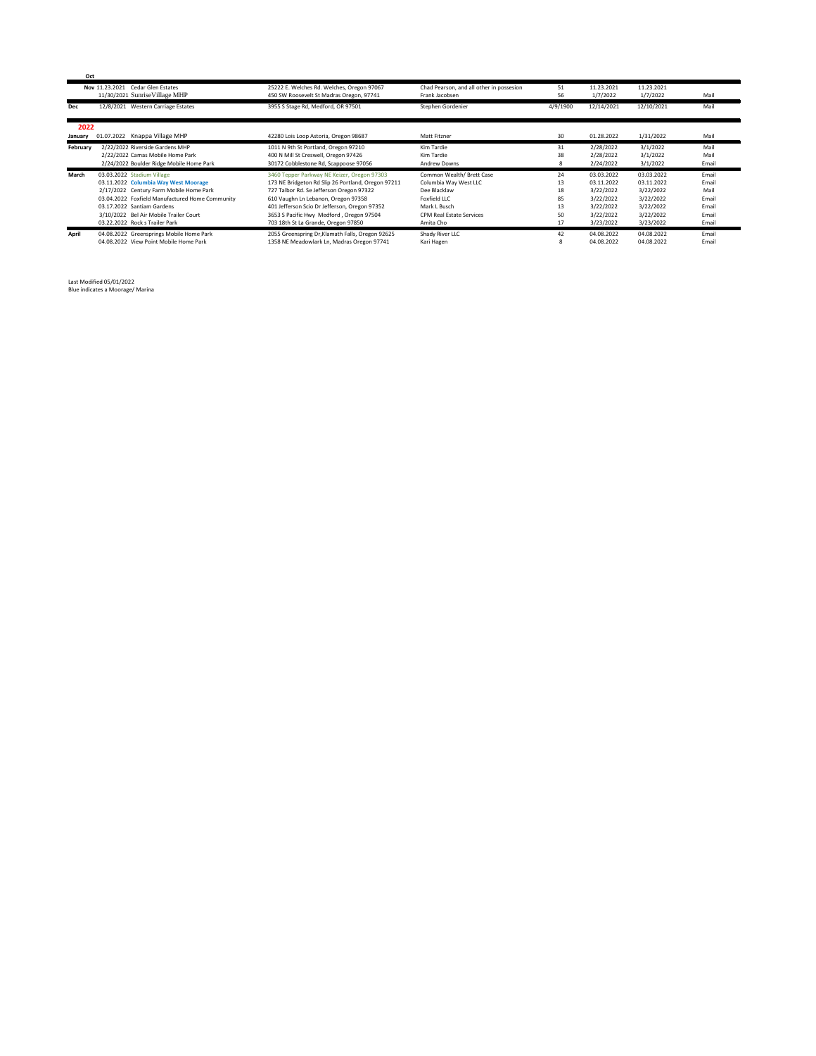| | | | | | | | |
|---|---|---|---|---|---|---|---|
| **Oct** | | | | | | | |
| **Nov** | 11.23.2021 Cedar Glen Estates | 25222 E. Welches Rd. Welches, Oregon 97067 | Chad Pearson, and all other in possesion | 51 | 11.23.2021 | 11.23.2021 | |
| | 11/30/2021 SunriseVillage MHP | 450 SW Roosevelt St Madras Oregon, 97741 | Frank Jacobsen | 56 | 1/7/2022 | 1/7/2022 | Mail |
| **Dec** | 12/8/2021 Western Carriage Estates | 3955 S Stage Rd, Medford, OR 97501 | Stephen Gordenier | 4/9/1900 | 12/14/2021 | 12/10/2021 | Mail |
| **2022** | | | | | | | |
| **January** | 01.07.2022 Knappa Village MHP | 42280 Lois Loop Astoria, Oregon 98687 | Matt Fitzner | 30 | 01.28.2022 | 1/31/2022 | Mail |
| **February** | 2/22/2022 Riverside Gardens MHP | 1011 N 9th St Portland, Oregon 97210 | Kim Tardie | 31 | 2/28/2022 | 3/1/2022 | Mail |
| | 2/22/2022 Camas Mobile Home Park | 400 N Mill St Creswell, Oregon 97426 | Kim Tardie | 38 | 2/28/2022 | 3/1/2022 | Mail |
| | 2/24/2022 Boulder Ridge Mobile Home Park | 30172 Cobblestone Rd, Scappoose 97056 | Andrew Downs | 8 | 2/24/2022 | 3/1/2022 | Email |
| **March** | 03.03.2022 Stadium Village | 3460 Tepper Parkway NE Keizer, Oregon 97303 | Common Wealth/ Brett Case | 24 | 03.03.2022 | 03.03.2022 | Email |
| | 03.11.2022 **Columbia Way West Moorage** | 173 NE Bridgeton Rd Slip 26 Portland, Oregon 97211 | Columbia Way West LLC | 13 | 03.11.2022 | 03.11.2022 | Email |
| | 2/17/2022 Century Farm Mobile Home Park | 727 Talbor Rd. Se Jefferson Oregon 97322 | Dee Blacklaw | 18 | 3/22/2022 | 3/22/2022 | Mail |
| | 03.04.2022 Foxfield Manufactured Home Community | 610 Vaughn Ln Lebanon, Oregon 97358 | Foxfield LLC | 85 | 3/22/2022 | 3/22/2022 | Email |
| | 03.17.2022 Santiam Gardens | 401 Jefferson Scio Dr Jefferson, Oregon 97352 | Mark L Busch | 13 | 3/22/2022 | 3/22/2022 | Email |
| | 3/10/2022 Bel Air Mobile Trailer Court | 3653 S Pacific Hwy Medford , Oregon 97504 | CPM Real Estate Services | 50 | 3/22/2022 | 3/22/2022 | Email |
| | 03.22.2022 Rock s Trailer Park | 703 18th St La Grande, Oregon 97850 | Amita Cho | 17 | 3/23/2022 | 3/23/2022 | Email |
| **April** | 04.08.2022 Greensprings Mobile Home Park | 2055 Greenspring Dr,Klamath Falls, Oregon 92625 | Shady River LLC | 42 | 04.08.2022 | 04.08.2022 | Email |
| | 04.08.2022 View Point Mobile Home Park | 1358 NE Meadowlark Ln, Madras Oregon 97741 | Kari Hagen | 8 | 04.08.2022 | 04.08.2022 | Email |

Last Modified 05/01/2022
Blue indicates a Moorage/ Marina